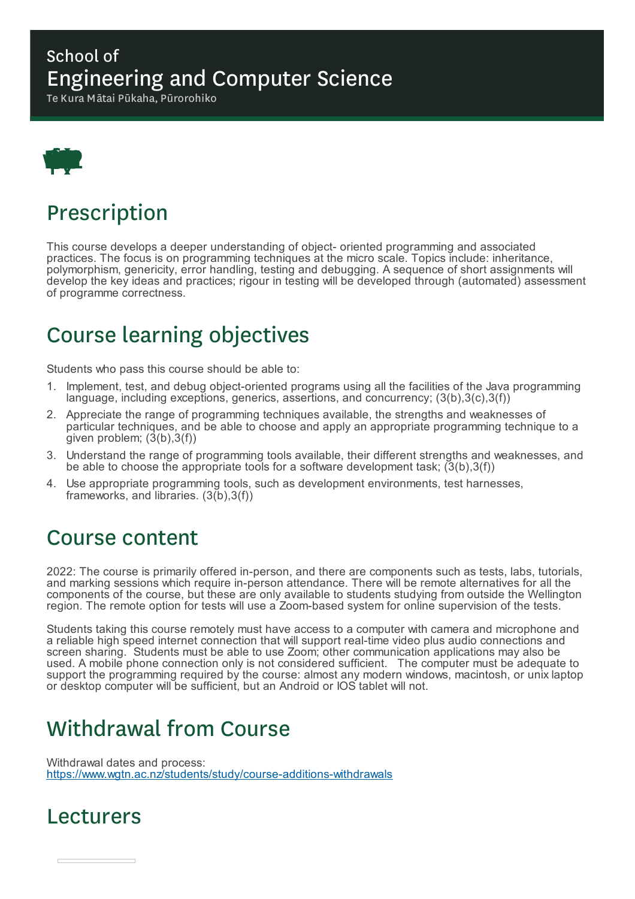School of
# Engineering and Computer Science
Te Kura Mātai Pūkaha, Pūrorohiko

## Prescription

This course develops a deeper understanding of object- oriented programming and associated practices. The focus is on programming techniques at the micro scale. Topics include: inheritance, polymorphism, genericity, error handling, testing and debugging. A sequence of short assignments will develop the key ideas and practices; rigour in testing will be developed through (automated) assessment of programme correctness.

## Course learning objectives

Students who pass this course should be able to:

1. Implement, test, and debug object-oriented programs using all the facilities of the Java programming language, including exceptions, generics, assertions, and concurrency; (3(b),3(c),3(f))
2. Appreciate the range of programming techniques available, the strengths and weaknesses of particular techniques, and be able to choose and apply an appropriate programming technique to a given problem; (3(b),3(f))
3. Understand the range of programming tools available, their different strengths and weaknesses, and be able to choose the appropriate tools for a software development task; (3(b),3(f))
4. Use appropriate programming tools, such as development environments, test harnesses, frameworks, and libraries. (3(b),3(f))

## Course content

2022: The course is primarily offered in-person, and there are components such as tests, labs, tutorials, and marking sessions which require in-person attendance. There will be remote alternatives for all the components of the course, but these are only available to students studying from outside the Wellington region. The remote option for tests will use a Zoom-based system for online supervision of the tests.

Students taking this course remotely must have access to a computer with camera and microphone and a reliable high speed internet connection that will support real-time video plus audio connections and screen sharing. Students must be able to use Zoom; other communication applications may also be used. A mobile phone connection only is not considered sufficient. The computer must be adequate to support the programming required by the course: almost any modern windows, macintosh, or unix laptop or desktop computer will be sufficient, but an Android or IOS tablet will not.

## Withdrawal from Course

Withdrawal dates and process:
https://www.wgtn.ac.nz/students/study/course-additions-withdrawals

## Lecturers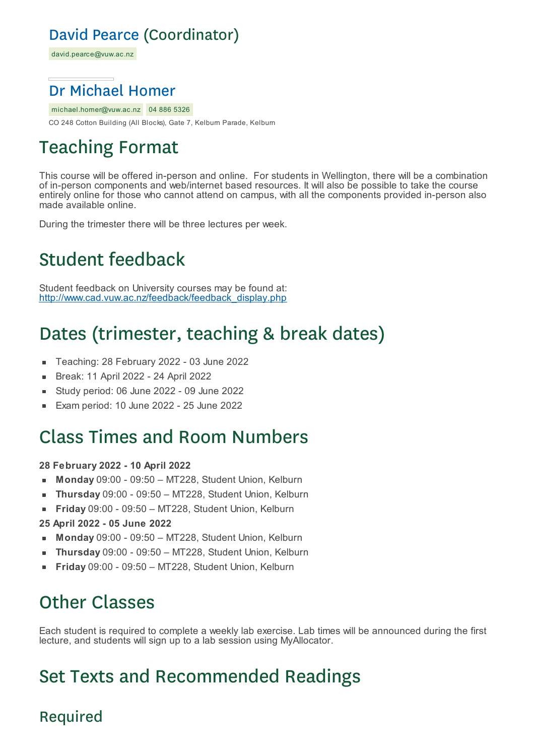### David Pearce (Coordinator)

david.pearce@vuw.ac.nz

### Dr Michael Homer

michael.homer@vuw.ac.nz 04 886 5326

CO 248 Cotton Building (All Blocks), Gate 7, Kelburn Parade, Kelburn

## Teaching Format

This course will be offered in-person and online. For students in Wellington, there will be a combination of in-person components and web/internet based resources. It will also be possible to take the course entirely online for those who cannot attend on campus, with all the components provided in-person also made available online.

During the trimester there will be three lectures per week.

## Student feedback

Student feedback on University courses may be found at: http://www.cad.vuw.ac.nz/feedback/feedback_display.php

## Dates (trimester, teaching & break dates)

- Teaching: 28 February 2022 - 03 June 2022
- Break: 11 April 2022 - 24 April 2022
- Study period: 06 June 2022 - 09 June 2022
- Exam period: 10 June 2022 - 25 June 2022

## Class Times and Room Numbers

**28 February 2022 - 10 April 2022**

- **Monday** 09:00 - 09:50 – MT228, Student Union, Kelburn
- **Thursday** 09:00 - 09:50 – MT228, Student Union, Kelburn
- **Friday** 09:00 - 09:50 – MT228, Student Union, Kelburn

**25 April 2022 - 05 June 2022**

- **Monday** 09:00 - 09:50 – MT228, Student Union, Kelburn
- **Thursday** 09:00 - 09:50 – MT228, Student Union, Kelburn
- **Friday** 09:00 - 09:50 – MT228, Student Union, Kelburn

## Other Classes

Each student is required to complete a weekly lab exercise. Lab times will be announced during the first lecture, and students will sign up to a lab session using MyAllocator.

## Set Texts and Recommended Readings

### Required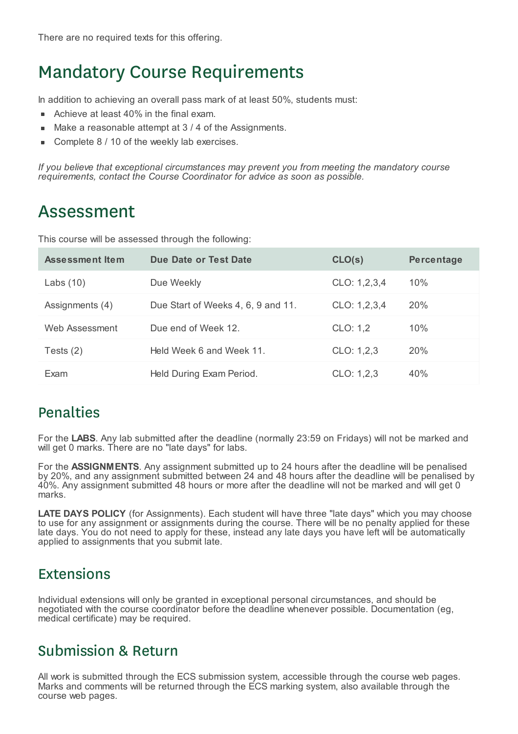There are no required texts for this offering.

# Mandatory Course Requirements

In addition to achieving an overall pass mark of at least 50%, students must:

- Achieve at least 40% in the final exam.
- Make a reasonable attempt at 3 / 4 of the Assignments.
- Complete 8 / 10 of the weekly lab exercises.

*If you believe that exceptional circumstances may prevent you from meeting the mandatory course requirements, contact the Course Coordinator for advice as soon as possible.*

# Assessment

This course will be assessed through the following:

| Assessment Item | Due Date or Test Date | CLO(s) | Percentage |
|---|---|---|---|
| Labs (10) | Due Weekly | CLO: 1,2,3,4 | 10% |
| Assignments (4) | Due Start of Weeks 4, 6, 9 and 11. | CLO: 1,2,3,4 | 20% |
| Web Assessment | Due end of Week 12. | CLO: 1,2 | 10% |
| Tests (2) | Held Week 6 and Week 11. | CLO: 1,2,3 | 20% |
| Exam | Held During Exam Period. | CLO: 1,2,3 | 40% |

## Penalties

For the **LABS**. Any lab submitted after the deadline (normally 23:59 on Fridays) will not be marked and will get 0 marks. There are no "late days" for labs.

For the **ASSIGNMENTS**. Any assignment submitted up to 24 hours after the deadline will be penalised by 20%, and any assignment submitted between 24 and 48 hours after the deadline will be penalised by 40%. Any assignment submitted 48 hours or more after the deadline will not be marked and will get 0 marks.

**LATE DAYS POLICY** (for Assignments). Each student will have three "late days" which you may choose to use for any assignment or assignments during the course. There will be no penalty applied for these late days. You do not need to apply for these, instead any late days you have left will be automatically applied to assignments that you submit late.

## Extensions

Individual extensions will only be granted in exceptional personal circumstances, and should be negotiated with the course coordinator before the deadline whenever possible. Documentation (eg, medical certificate) may be required.

## Submission & Return

All work is submitted through the ECS submission system, accessible through the course web pages. Marks and comments will be returned through the ECS marking system, also available through the course web pages.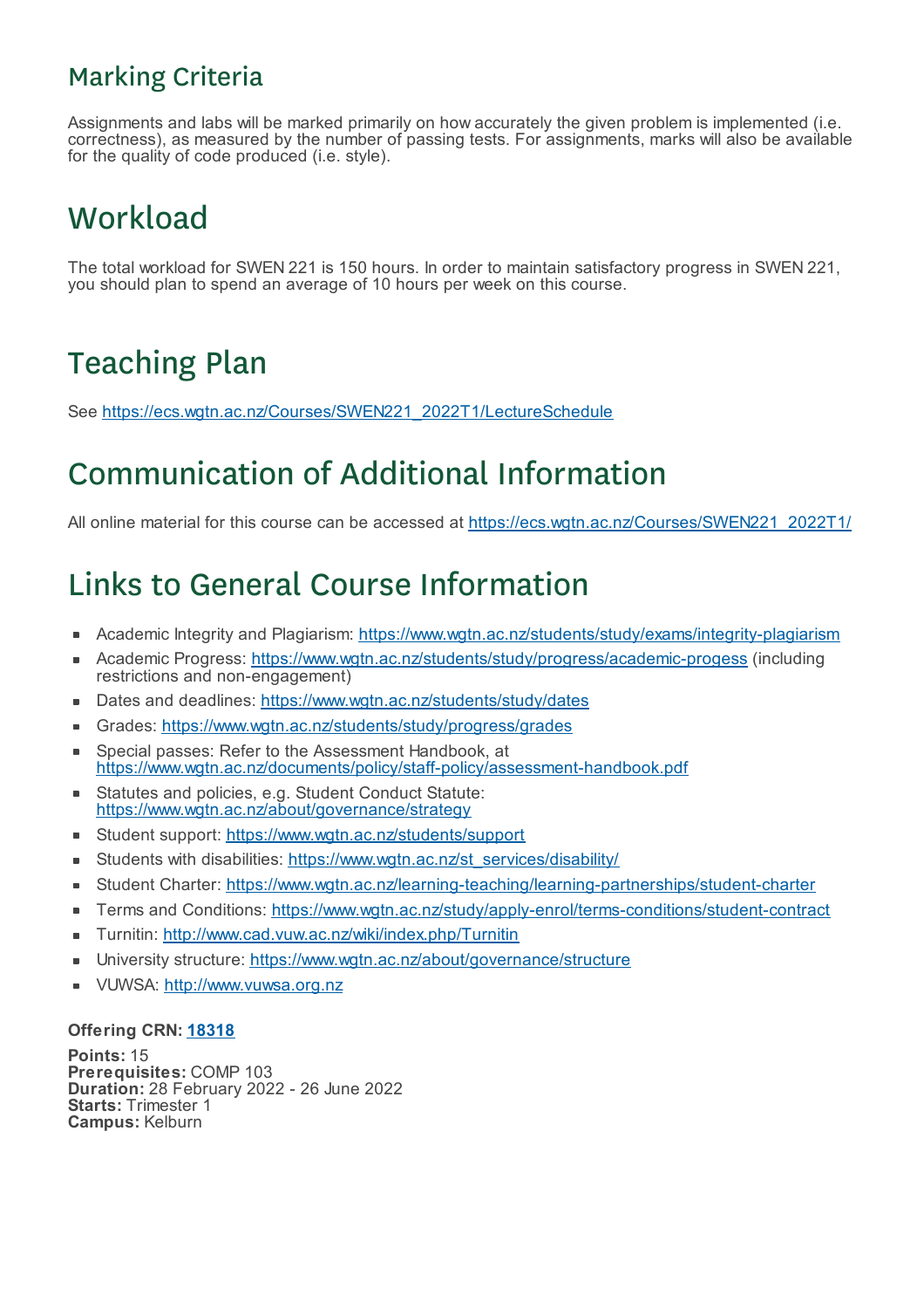## Marking Criteria

Assignments and labs will be marked primarily on how accurately the given problem is implemented (i.e. correctness), as measured by the number of passing tests. For assignments, marks will also be available for the quality of code produced (i.e. style).

# Workload

The total workload for SWEN 221 is 150 hours. In order to maintain satisfactory progress in SWEN 221, you should plan to spend an average of 10 hours per week on this course.

# Teaching Plan

See https://ecs.wgtn.ac.nz/Courses/SWEN221_2022T1/LectureSchedule

# Communication of Additional Information

All online material for this course can be accessed at https://ecs.wgtn.ac.nz/Courses/SWEN221_2022T1/

# Links to General Course Information

- Academic Integrity and Plagiarism: https://www.wgtn.ac.nz/students/study/exams/integrity-plagiarism
- Academic Progress: https://www.wgtn.ac.nz/students/study/progress/academic-progess (including restrictions and non-engagement)
- Dates and deadlines: https://www.wgtn.ac.nz/students/study/dates
- Grades: https://www.wgtn.ac.nz/students/study/progress/grades
- Special passes: Refer to the Assessment Handbook, at https://www.wgtn.ac.nz/documents/policy/staff-policy/assessment-handbook.pdf
- Statutes and policies, e.g. Student Conduct Statute: https://www.wgtn.ac.nz/about/governance/strategy
- Student support: https://www.wgtn.ac.nz/students/support
- Students with disabilities: https://www.wgtn.ac.nz/st_services/disability/
- Student Charter: https://www.wgtn.ac.nz/learning-teaching/learning-partnerships/student-charter
- Terms and Conditions: https://www.wgtn.ac.nz/study/apply-enrol/terms-conditions/student-contract
- Turnitin: http://www.cad.vuw.ac.nz/wiki/index.php/Turnitin
- University structure: https://www.wgtn.ac.nz/about/governance/structure
- VUWSA: http://www.vuwsa.org.nz

**Offering CRN: 18318**

**Points:** 15
**Prerequisites:** COMP 103
**Duration:** 28 February 2022 - 26 June 2022
**Starts:** Trimester 1
**Campus:** Kelburn